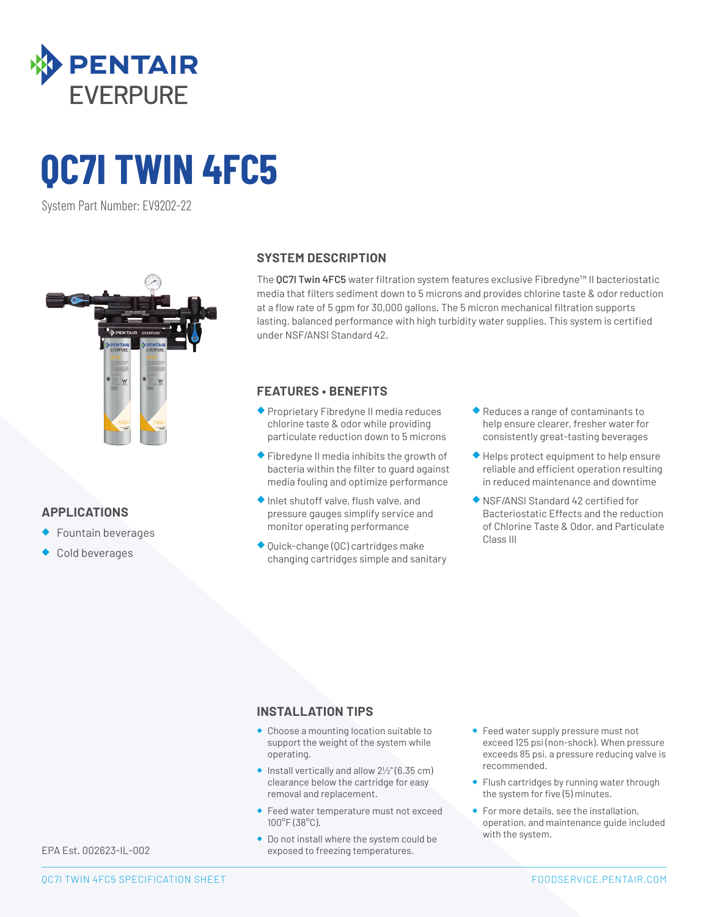PENTAIR EVERPURE

# QC7I TWIN 4FC5

System Part Number: EV9202-22

## APPLICATIONS

- Fountain beverages
- Cold beverages

## SYSTEM DESCRIPTION

The **QC7I Twin 4FC5** water filtration system features exclusive Fibredyne™ II bacteriostatic media that filters sediment down to 5 microns and provides chlorine taste & odor reduction at a flow rate of 5 gpm for 30,000 gallons. The 5 micron mechanical filtration supports lasting, balanced performance with high turbidity water supplies. This system is certified under NSF/ANSI Standard 42.

## FEATURES • BENEFITS

- Proprietary Fibredyne II media reduces chlorine taste & odor while providing particulate reduction down to 5 microns
- Fibredyne II media inhibits the growth of bacteria within the filter to guard against media fouling and optimize performance
- Inlet shutoff valve, flush valve, and pressure gauges simplify service and monitor operating performance
- Quick-change (QC) cartridges make changing cartridges simple and sanitary
- Reduces a range of contaminants to help ensure clearer, fresher water for consistently great-tasting beverages
- Helps protect equipment to help ensure reliable and efficient operation resulting in reduced maintenance and downtime
- NSF/ANSI Standard 42 certified for Bacteriostatic Effects and the reduction of Chlorine Taste & Odor, and Particulate Class III

## INSTALLATION TIPS

- Choose a mounting location suitable to support the weight of the system while operating.
- Install vertically and allow 2½" (6.35 cm) clearance below the cartridge for easy removal and replacement.
- Feed water temperature must not exceed 100°F (38°C).
- Do not install where the system could be exposed to freezing temperatures.
- Feed water supply pressure must not exceed 125 psi (non-shock). When pressure exceeds 85 psi, a pressure reducing valve is recommended.
- Flush cartridges by running water through the system for five (5) minutes.
- For more details, see the installation, operation, and maintenance guide included with the system.

EPA Est. 002623-IL-002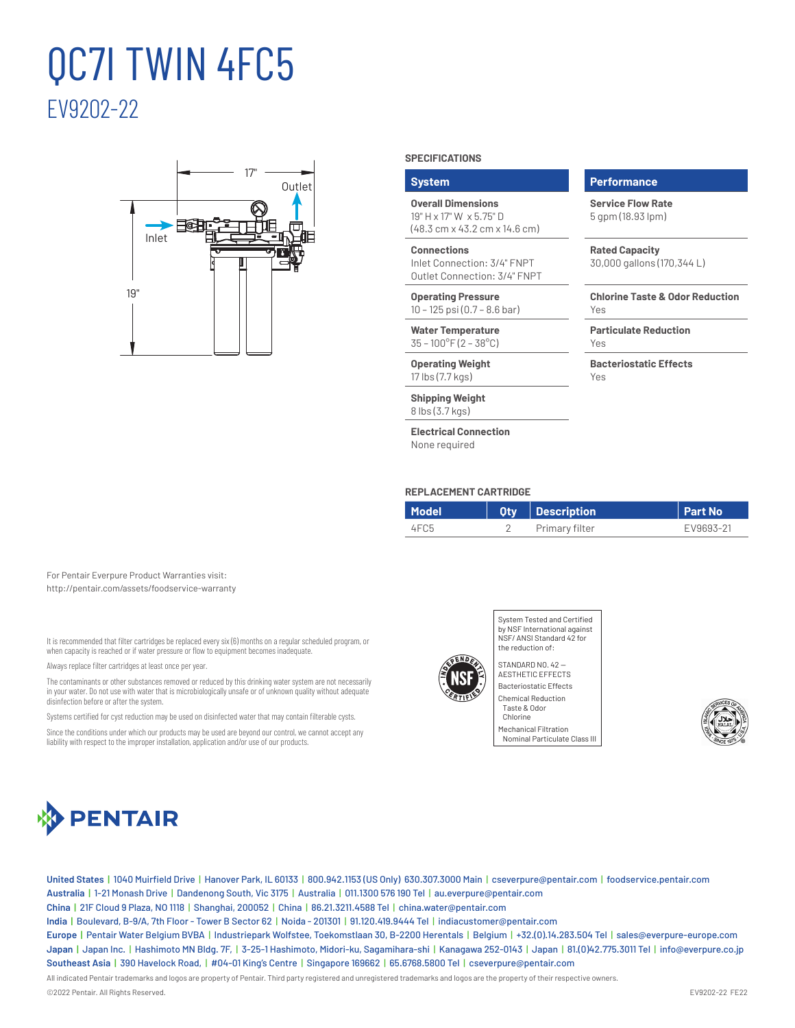# QC7I TWIN 4FC5

## EV9202-22

17"

Outlet

Inlet

19"

### SPECIFICATIONS

| System | |
|---|---|
| **Overall Dimensions** | 19" H x 17" W x 5.75" D (48.3 cm x 43.2 cm x 14.6 cm) |
| **Connections** | Inlet Connection: 3/4" FNPT<br>Outlet Connection: 3/4" FNPT |
| **Operating Pressure** | 10 – 125 psi (0.7 – 8.6 bar) |
| **Water Temperature** | 35 – 100°F (2 – 38°C) |
| **Operating Weight** | 17 lbs (7.7 kgs) |
| **Shipping Weight** | 8 lbs (3.7 kgs) |
| **Electrical Connection** | None required |

| Performance | |
|---|---|
| **Service Flow Rate** | 5 gpm (18.93 lpm) |
| **Rated Capacity** | 30,000 gallons (170,344 L) |
| **Chlorine Taste & Odor Reduction** | Yes |
| **Particulate Reduction** | Yes |
| **Bacteriostatic Effects** | Yes |

### REPLACEMENT CARTRIDGE

| Model | Qty | Description | Part No |
|---|---|---|---|
| 4FC5 | 2 | Primary filter | EV9693-21 |

For Pentair Everpure Product Warranties visit:
http://pentair.com/assets/foodservice-warranty

It is recommended that filter cartridges be replaced every six (6) months on a regular scheduled program, or when capacity is reached or if water pressure or flow to equipment becomes inadequate.

Always replace filter cartridges at least once per year.

The contaminants or other substances removed or reduced by this drinking water system are not necessarily in your water. Do not use with water that is microbiologically unsafe or of unknown quality without adequate disinfection before or after the system.

Systems certified for cyst reduction may be used on disinfected water that may contain filterable cysts.

Since the conditions under which our products may be used are beyond our control, we cannot accept any liability with respect to the improper installation, application and/or use of our products.

INDEPENDENTLY CERTIFIED NSF

System Tested and Certified by NSF International against NSF/ ANSI Standard 42 for the reduction of:

STANDARD NO. 42 – AESTHETIC EFFECTS

Bacteriostatic Effects

Chemical Reduction
- Taste & Odor
- Chlorine

Mechanical Filtration
- Nominal Particulate Class III

ISLAMIC SERVICES OF AMERICA HALAL SINCE 1975 U.S.A.

PENTAIR

**United States** | 1040 Muirfield Drive | Hanover Park, IL 60133 | 800.942.1153 (US Only) 630.307.3000 Main | cseverpure@pentair.com | foodservice.pentair.com
**Australia** | 1-21 Monash Drive | Dandenong South, Vic 3175 | Australia | 011.1300 576 190 Tel | au.everpure@pentair.com
**China** | 21F Cloud 9 Plaza, NO 1118 | Shanghai, 200052 | China | 86.21.3211.4588 Tel | china.water@pentair.com
**India** | Boulevard, B-9/A, 7th Floor - Tower B Sector 62 | Noida - 201301 | 91.120.419.9444 Tel | indiacustomer@pentair.com
**Europe** | Pentair Water Belgium BVBA | Industriepark Wolfstee, Toekomstlaan 30, B-2200 Herentals | Belgium | +32.(0).14.283.504 Tel | sales@everpure-europe.com
**Japan** | Japan Inc. | Hashimoto MN Bldg. 7F, | 3-25-1 Hashimoto, Midori-ku, Sagamihara-shi | Kanagawa 252-0143 | Japan | 81.(0)42.775.3011 Tel | info@everpure.co.jp
**Southeast Asia** | 390 Havelock Road, | #04-01 King's Centre | Singapore 169662 | 65.6768.5800 Tel | cseverpure@pentair.com

All indicated Pentair trademarks and logos are property of Pentair. Third party registered and unregistered trademarks and logos are the property of their respective owners.

©2022 Pentair. All Rights Reserved.

EV9202-22 FE22